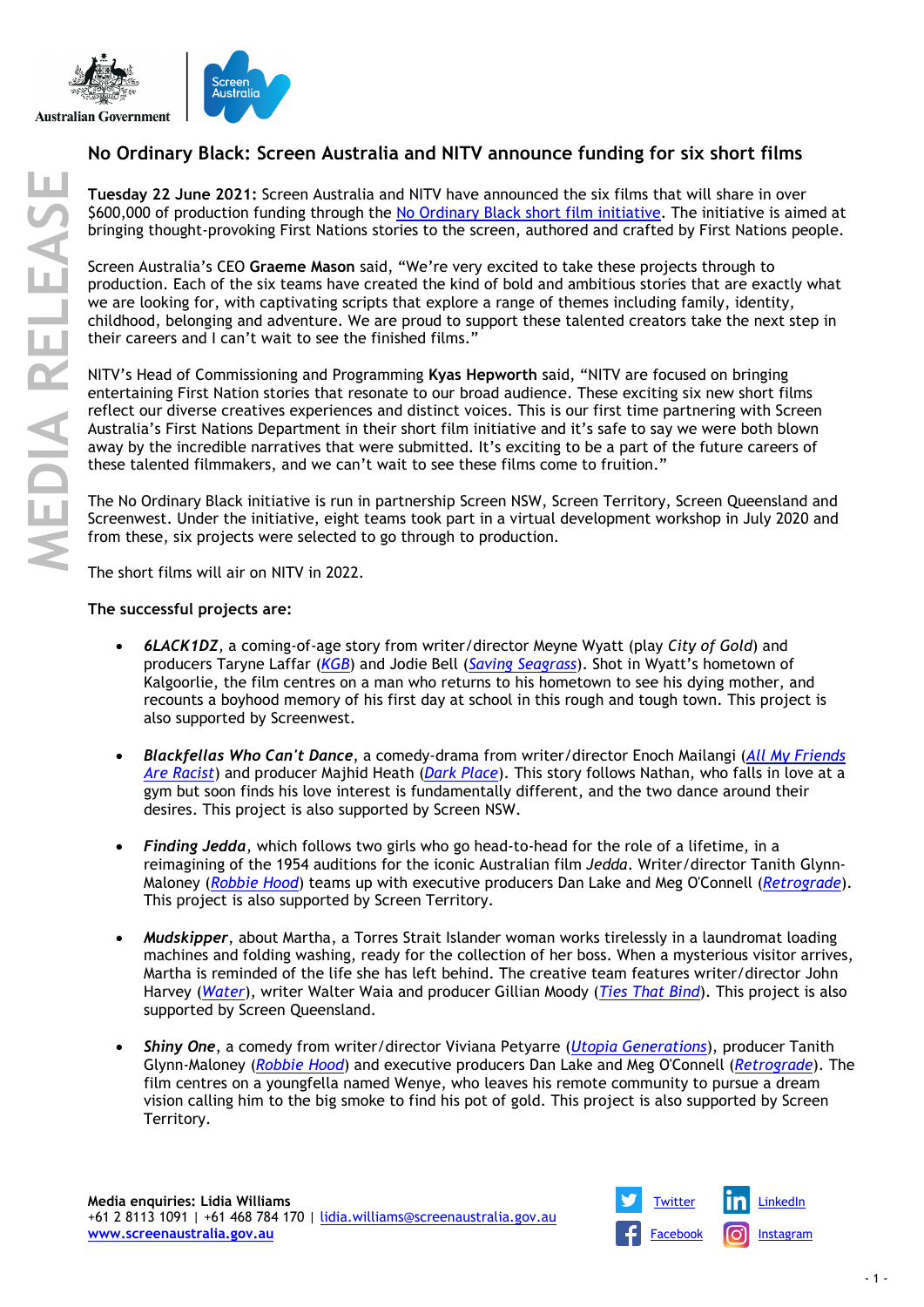# No Ordinary Black: Screen Australia and NITV announce funding for six short films

**Tuesday 22 June 2021:** Screen Australia and NITV have announced the six films that will share in over $600,000 of production funding through the No Ordinary Black short film initiative. The initiative is aimed at bringing thought-provoking First Nations stories to the screen, authored and crafted by First Nations people.

Screen Australia's CEO **Graeme Mason** said, "We're very excited to take these projects through to production. Each of the six teams have created the kind of bold and ambitious stories that are exactly what we are looking for, with captivating scripts that explore a range of themes including family, identity, childhood, belonging and adventure. We are proud to support these talented creators take the next step in their careers and I can't wait to see the finished films."

NITV's Head of Commissioning and Programming **Kyas Hepworth** said, "NITV are focused on bringing entertaining First Nation stories that resonate to our broad audience. These exciting six new short films reflect our diverse creatives experiences and distinct voices. This is our first time partnering with Screen Australia's First Nations Department in their short film initiative and it's safe to say we were both blown away by the incredible narratives that were submitted. It's exciting to be a part of the future careers of these talented filmmakers, and we can't wait to see these films come to fruition."

The No Ordinary Black initiative is run in partnership Screen NSW, Screen Territory, Screen Queensland and Screenwest. Under the initiative, eight teams took part in a virtual development workshop in July 2020 and from these, six projects were selected to go through to production.

The short films will air on NITV in 2022.

**The successful projects are:**

- ***6LACK1DZ***, a coming-of-age story from writer/director Meyne Wyatt (play *City of Gold*) and producers Taryne Laffar (*KGB*) and Jodie Bell (*Saving Seagrass*). Shot in Wyatt's hometown of Kalgoorlie, the film centres on a man who returns to his hometown to see his dying mother, and recounts a boyhood memory of his first day at school in this rough and tough town. This project is also supported by Screenwest.

- ***Blackfellas Who Can't Dance***, a comedy-drama from writer/director Enoch Mailangi (*All My Friends Are Racist*) and producer Majhid Heath (*Dark Place*). This story follows Nathan, who falls in love at a gym but soon finds his love interest is fundamentally different, and the two dance around their desires. This project is also supported by Screen NSW.

- ***Finding Jedda***, which follows two girls who go head-to-head for the role of a lifetime, in a reimagining of the 1954 auditions for the iconic Australian film *Jedda*. Writer/director Tanith Glynn-Maloney (*Robbie Hood*) teams up with executive producers Dan Lake and Meg O'Connell (*Retrograde*). This project is also supported by Screen Territory.

- ***Mudskipper***, about Martha, a Torres Strait Islander woman works tirelessly in a laundromat loading machines and folding washing, ready for the collection of her boss. When a mysterious visitor arrives, Martha is reminded of the life she has left behind. The creative team features writer/director John Harvey (*Water*), writer Walter Waia and producer Gillian Moody (*Ties That Bind*). This project is also supported by Screen Queensland.

- ***Shiny One***, a comedy from writer/director Viviana Petyarre (*Utopia Generations*), producer Tanith Glynn-Maloney (*Robbie Hood*) and executive producers Dan Lake and Meg O'Connell (*Retrograde*). The film centres on a youngfella named Wenye, who leaves his remote community to pursue a dream vision calling him to the big smoke to find his pot of gold. This project is also supported by Screen Territory.

**Media enquiries: Lidia Williams**
+61 2 8113 1091 | +61 468 784 170 | lidia.williams@screenaustralia.gov.au
www.screenaustralia.gov.au

Twitter | LinkedIn | Facebook | Instagram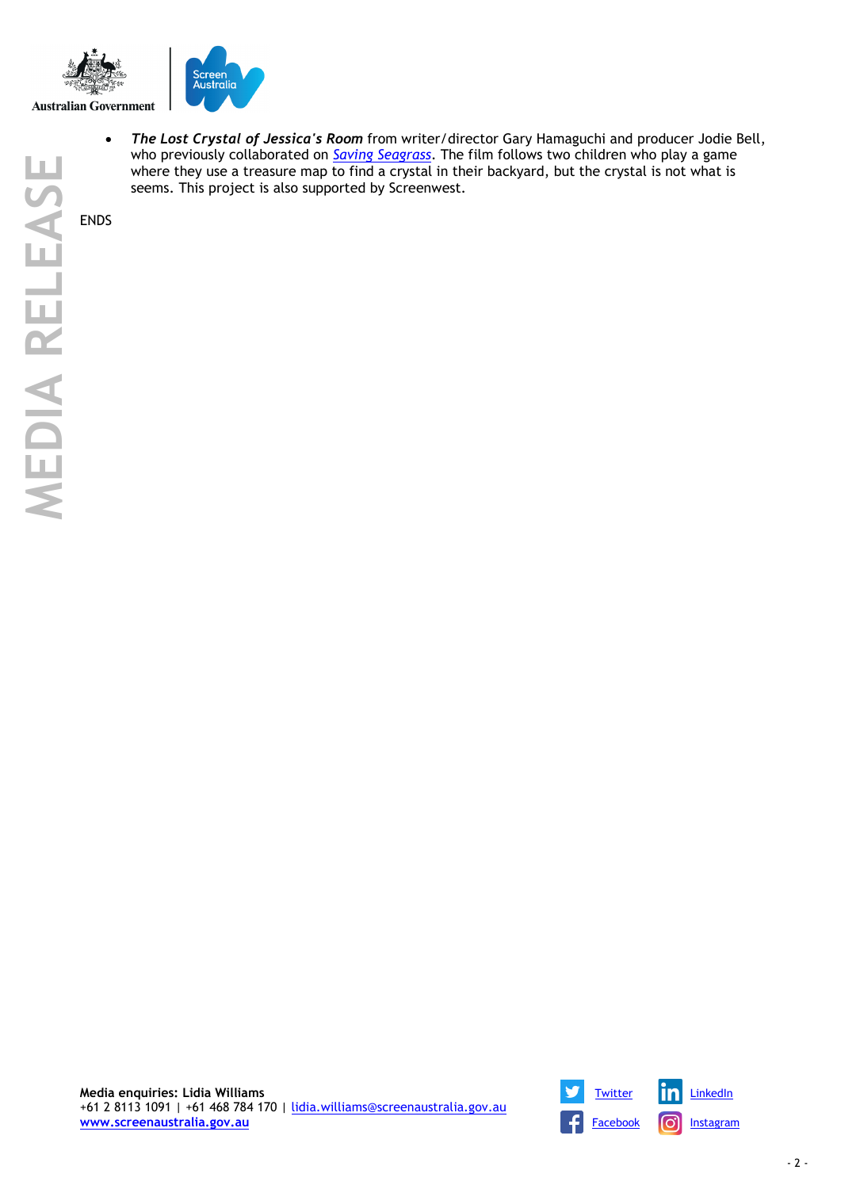- ***The Lost Crystal of Jessica's Room*** from writer/director Gary Hamaguchi and producer Jodie Bell, who previously collaborated on *Saving Seagrass*. The film follows two children who play a game where they use a treasure map to find a crystal in their backyard, but the crystal is not what is seems. This project is also supported by Screenwest.

ENDS

**Media enquiries: Lidia Williams**
+61 2 8113 1091 | +61 468 784 170 | lidia.williams@screenaustralia.gov.au
**www.screenaustralia.gov.au**

Twitter LinkedIn
Facebook Instagram